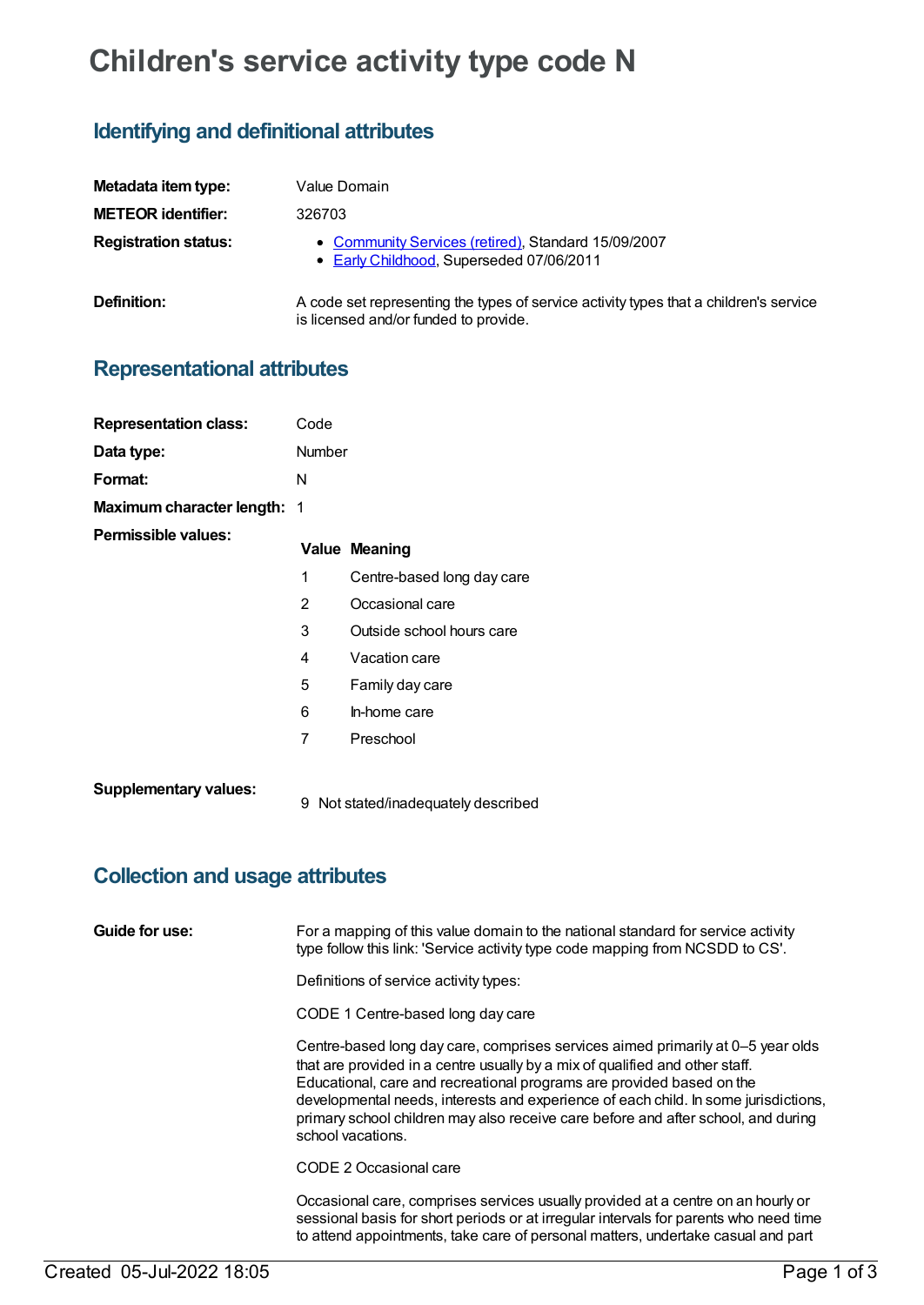# Children's service activity type code N

## Identifying and definitional attributes

| | |
|---|---|
| **Metadata item type:** | Value Domain |
| **METEOR identifier:** | 326703 |
| **Registration status:** | • Community Services (retired), Standard 15/09/2007<br>• Early Childhood, Superseded 07/06/2011 |
| **Definition:** | A code set representing the types of service activity types that a children's service is licensed and/or funded to provide. |

## Representational attributes

| | |
|---|---|
| **Representation class:** | Code |
| **Data type:** | Number |
| **Format:** | N |
| **Maximum character length:** | 1 |

**Permissible values:**

| Value | Meaning |
|---|---|
| 1 | Centre-based long day care |
| 2 | Occasional care |
| 3 | Outside school hours care |
| 4 | Vacation care |
| 5 | Family day care |
| 6 | In-home care |
| 7 | Preschool |

**Supplementary values:**

| Value | Meaning |
|---|---|
| 9 | Not stated/inadequately described |

## Collection and usage attributes

**Guide for use:**

For a mapping of this value domain to the national standard for service activity type follow this link: 'Service activity type code mapping from NCSDD to CS'.

Definitions of service activity types:

CODE 1 Centre-based long day care

Centre-based long day care, comprises services aimed primarily at 0–5 year olds that are provided in a centre usually by a mix of qualified and other staff. Educational, care and recreational programs are provided based on the developmental needs, interests and experience of each child. In some jurisdictions, primary school children may also receive care before and after school, and during school vacations.

CODE 2 Occasional care

Occasional care, comprises services usually provided at a centre on an hourly or sessional basis for short periods or at irregular intervals for parents who need time to attend appointments, take care of personal matters, undertake casual and part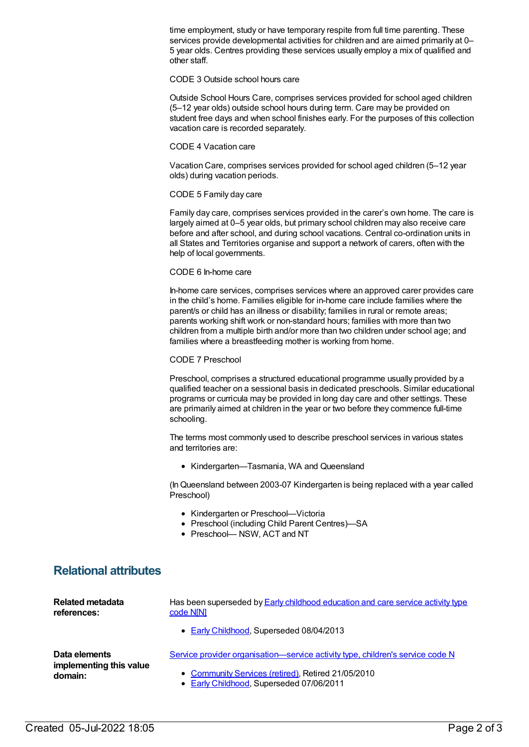time employment, study or have temporary respite from full time parenting. These services provide developmental activities for children and are aimed primarily at 0–5 year olds. Centres providing these services usually employ a mix of qualified and other staff.

CODE 3 Outside school hours care

Outside School Hours Care, comprises services provided for school aged children (5–12 year olds) outside school hours during term. Care may be provided on student free days and when school finishes early. For the purposes of this collection vacation care is recorded separately.

CODE 4 Vacation care

Vacation Care, comprises services provided for school aged children (5–12 year olds) during vacation periods.

CODE 5 Family day care

Family day care, comprises services provided in the carer's own home. The care is largely aimed at 0–5 year olds, but primary school children may also receive care before and after school, and during school vacations. Central co-ordination units in all States and Territories organise and support a network of carers, often with the help of local governments.

CODE 6 In-home care

In-home care services, comprises services where an approved carer provides care in the child's home. Families eligible for in-home care include families where the parent/s or child has an illness or disability; families in rural or remote areas; parents working shift work or non-standard hours; families with more than two children from a multiple birth and/or more than two children under school age; and families where a breastfeeding mother is working from home.

CODE 7 Preschool

Preschool, comprises a structured educational programme usually provided by a qualified teacher on a sessional basis in dedicated preschools. Similar educational programs or curricula may be provided in long day care and other settings. These are primarily aimed at children in the year or two before they commence full-time schooling.

The terms most commonly used to describe preschool services in various states and territories are:

- Kindergarten—Tasmania, WA and Queensland

(In Queensland between 2003-07 Kindergarten is being replaced with a year called Preschool)

- Kindergarten or Preschool—Victoria
- Preschool (including Child Parent Centres)—SA
- Preschool— NSW, ACT and NT

## Relational attributes

**Related metadata references:**

Has been superseded by Early childhood education and care service activity type code N[N]

- Early Childhood, Superseded 08/04/2013

**Data elements implementing this value domain:**

Service provider organisation—service activity type, children's service code N

- Community Services (retired), Retired 21/05/2010
- Early Childhood, Superseded 07/06/2011